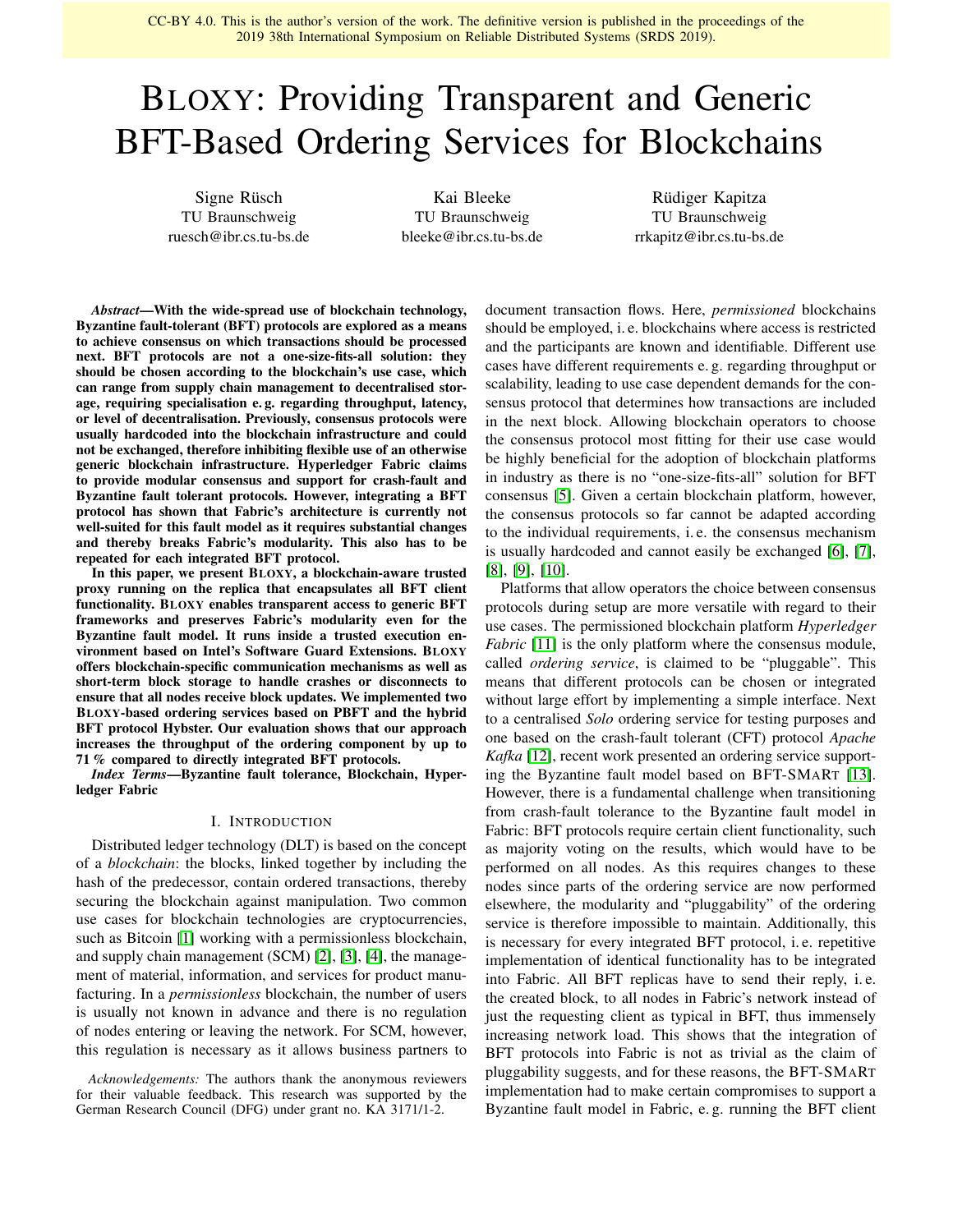CC-BY 4.0. This is the author's version of the work. The definitive version is published in the proceedings of the 2019 38th International Symposium on Reliable Distributed Systems (SRDS 2019).

# BLOXY: Providing Transparent and Generic BFT-Based Ordering Services for Blockchains

Signe Rüsch
TU Braunschweig
ruesch@ibr.cs.tu-bs.de

Kai Bleeke
TU Braunschweig
bleeke@ibr.cs.tu-bs.de

Rüdiger Kapitza
TU Braunschweig
rrkapitz@ibr.cs.tu-bs.de

***Abstract*—With the wide-spread use of blockchain technology, Byzantine fault-tolerant (BFT) protocols are explored as a means to achieve consensus on which transactions should be processed next. BFT protocols are not a one-size-fits-all solution: they should be chosen according to the blockchain's use case, which can range from supply chain management to decentralised storage, requiring specialisation e. g. regarding throughput, latency, or level of decentralisation. Previously, consensus protocols were usually hardcoded into the blockchain infrastructure and could not be exchanged, therefore inhibiting flexible use of an otherwise generic blockchain infrastructure. Hyperledger Fabric claims to provide modular consensus and support for crash-fault and Byzantine fault tolerant protocols. However, integrating a BFT protocol has shown that Fabric's architecture is currently not well-suited for this fault model as it requires substantial changes and thereby breaks Fabric's modularity. This also has to be repeated for each integrated BFT protocol.**

**In this paper, we present BLOXY, a blockchain-aware trusted proxy running on the replica that encapsulates all BFT client functionality. BLOXY enables transparent access to generic BFT frameworks and preserves Fabric's modularity even for the Byzantine fault model. It runs inside a trusted execution environment based on Intel's Software Guard Extensions. BLOXY offers blockchain-specific communication mechanisms as well as short-term block storage to handle crashes or disconnects to ensure that all nodes receive block updates. We implemented two BLOXY-based ordering services based on PBFT and the hybrid BFT protocol Hybster. Our evaluation shows that our approach increases the throughput of the ordering component by up to 71 % compared to directly integrated BFT protocols.**

***Index Terms*—Byzantine fault tolerance, Blockchain, Hyperledger Fabric**

## I. INTRODUCTION

Distributed ledger technology (DLT) is based on the concept of a *blockchain*: the blocks, linked together by including the hash of the predecessor, contain ordered transactions, thereby securing the blockchain against manipulation. Two common use cases for blockchain technologies are cryptocurrencies, such as Bitcoin [1] working with a permissionless blockchain, and supply chain management (SCM) [2], [3], [4], the management of material, information, and services for product manufacturing. In a *permissionless* blockchain, the number of users is usually not known in advance and there is no regulation of nodes entering or leaving the network. For SCM, however, this regulation is necessary as it allows business partners to document transaction flows. Here, *permissioned* blockchains should be employed, i. e. blockchains where access is restricted and the participants are known and identifiable. Different use cases have different requirements e. g. regarding throughput or scalability, leading to use case dependent demands for the consensus protocol that determines how transactions are included in the next block. Allowing blockchain operators to choose the consensus protocol most fitting for their use case would be highly beneficial for the adoption of blockchain platforms in industry as there is no "one-size-fits-all" solution for BFT consensus [5]. Given a certain blockchain platform, however, the consensus protocols so far cannot be adapted according to the individual requirements, i. e. the consensus mechanism is usually hardcoded and cannot easily be exchanged [6], [7], [8], [9], [10].

Platforms that allow operators the choice between consensus protocols during setup are more versatile with regard to their use cases. The permissioned blockchain platform *Hyperledger Fabric* [11] is the only platform where the consensus module, called *ordering service*, is claimed to be "pluggable". This means that different protocols can be chosen or integrated without large effort by implementing a simple interface. Next to a centralised *Solo* ordering service for testing purposes and one based on the crash-fault tolerant (CFT) protocol *Apache Kafka* [12], recent work presented an ordering service supporting the Byzantine fault model based on BFT-SMART [13]. However, there is a fundamental challenge when transitioning from crash-fault tolerance to the Byzantine fault model in Fabric: BFT protocols require certain client functionality, such as majority voting on the results, which would have to be performed on all nodes. As this requires changes to these nodes since parts of the ordering service are now performed elsewhere, the modularity and "pluggability" of the ordering service is therefore impossible to maintain. Additionally, this is necessary for every integrated BFT protocol, i. e. repetitive implementation of identical functionality has to be integrated into Fabric. All BFT replicas have to send their reply, i. e. the created block, to all nodes in Fabric's network instead of just the requesting client as typical in BFT, thus immensely increasing network load. This shows that the integration of BFT protocols into Fabric is not as trivial as the claim of pluggability suggests, and for these reasons, the BFT-SMART implementation had to make certain compromises to support a Byzantine fault model in Fabric, e. g. running the BFT client

*Acknowledgements:* The authors thank the anonymous reviewers for their valuable feedback. This research was supported by the German Research Council (DFG) under grant no. KA 3171/1-2.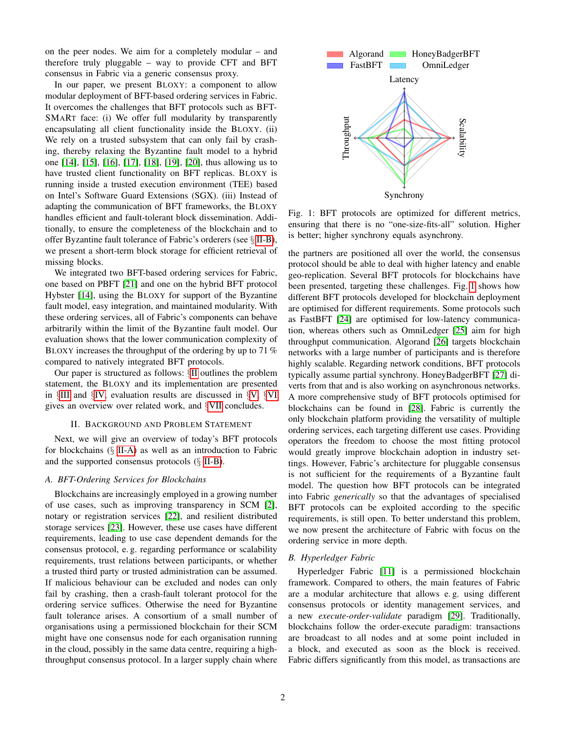on the peer nodes. We aim for a completely modular – and therefore truly pluggable – way to provide CFT and BFT consensus in Fabric via a generic consensus proxy.

In our paper, we present BLOXY: a component to allow modular deployment of BFT-based ordering services in Fabric. It overcomes the challenges that BFT protocols such as BFT-SMART face: (i) We offer full modularity by transparently encapsulating all client functionality inside the BLOXY. (ii) We rely on a trusted subsystem that can only fail by crashing, thereby relaxing the Byzantine fault model to a hybrid one [14], [15], [16], [17], [18], [19], [20], thus allowing us to have trusted client functionality on BFT replicas. BLOXY is running inside a trusted execution environment (TEE) based on Intel's Software Guard Extensions (SGX). (iii) Instead of adapting the communication of BFT frameworks, the BLOXY handles efficient and fault-tolerant block dissemination. Additionally, to ensure the completeness of the blockchain and to offer Byzantine fault tolerance of Fabric's orderers (see § II-B), we present a short-term block storage for efficient retrieval of missing blocks.

We integrated two BFT-based ordering services for Fabric, one based on PBFT [21] and one on the hybrid BFT protocol Hybster [14], using the BLOXY for support of the Byzantine fault model, easy integration, and maintained modularity. With these ordering services, all of Fabric's components can behave arbitrarily within the limit of the Byzantine fault model. Our evaluation shows that the lower communication complexity of BLOXY increases the throughput of the ordering by up to 71 % compared to natively integrated BFT protocols.

Our paper is structured as follows: §II outlines the problem statement, the BLOXY and its implementation are presented in §III and §IV, evaluation results are discussed in §V, §VI gives an overview over related work, and §VII concludes.

## II. Background and Problem Statement

Next, we will give an overview of today's BFT protocols for blockchains (§ II-A) as well as an introduction to Fabric and the supported consensus protocols (§ II-B).

### A. BFT-Ordering Services for Blockchains

Blockchains are increasingly employed in a growing number of use cases, such as improving transparency in SCM [2], notary or registration services [22], and resilient distributed storage services [23]. However, these use cases have different requirements, leading to use case dependent demands for the consensus protocol, e. g. regarding performance or scalability requirements, trust relations between participants, or whether a trusted third party or trusted administration can be assumed. If malicious behaviour can be excluded and nodes can only fail by crashing, then a crash-fault tolerant protocol for the ordering service suffices. Otherwise the need for Byzantine fault tolerance arises. A consortium of a small number of organisations using a permissioned blockchain for their SCM might have one consensus node for each organisation running in the cloud, possibly in the same data centre, requiring a high-throughput consensus protocol. In a larger supply chain where the partners are positioned all over the world, the consensus protocol should be able to deal with higher latency and enable geo-replication. Several BFT protocols for blockchains have been presented, targeting these challenges. Fig. 1 shows how different BFT protocols developed for blockchain deployment are optimised for different requirements. Some protocols such as FastBFT [24] are optimised for low-latency communication, whereas others such as OmniLedger [25] aim for high throughput communication. Algorand [26] targets blockchain networks with a large number of participants and is therefore highly scalable. Regarding network conditions, BFT protocols typically assume partial synchrony. HoneyBadgerBFT [27] diverts from that and is also working on asynchronous networks. A more comprehensive study of BFT protocols optimised for blockchains can be found in [28]. Fabric is currently the only blockchain platform providing the versatility of multiple ordering services, each targeting different use cases. Providing operators the freedom to choose the most fitting protocol would greatly improve blockchain adoption in industry settings. However, Fabric's architecture for pluggable consensus is not sufficient for the requirements of a Byzantine fault model. The question how BFT protocols can be integrated into Fabric *generically* so that the advantages of specialised BFT protocols can be exploited according to the specific requirements, is still open. To better understand this problem, we now present the architecture of Fabric with focus on the ordering service in more depth.

Fig. 1: BFT protocols are optimized for different metrics, ensuring that there is no "one-size-fits-all" solution. Higher is better; higher synchrony equals asynchrony.

### B. Hyperledger Fabric

Hyperledger Fabric [11] is a permissioned blockchain framework. Compared to others, the main features of Fabric are a modular architecture that allows e. g. using different consensus protocols or identity management services, and a new *execute-order-validate* paradigm [29]. Traditionally, blockchains follow the order-execute paradigm: transactions are broadcast to all nodes and at some point included in a block, and executed as soon as the block is received. Fabric differs significantly from this model, as transactions are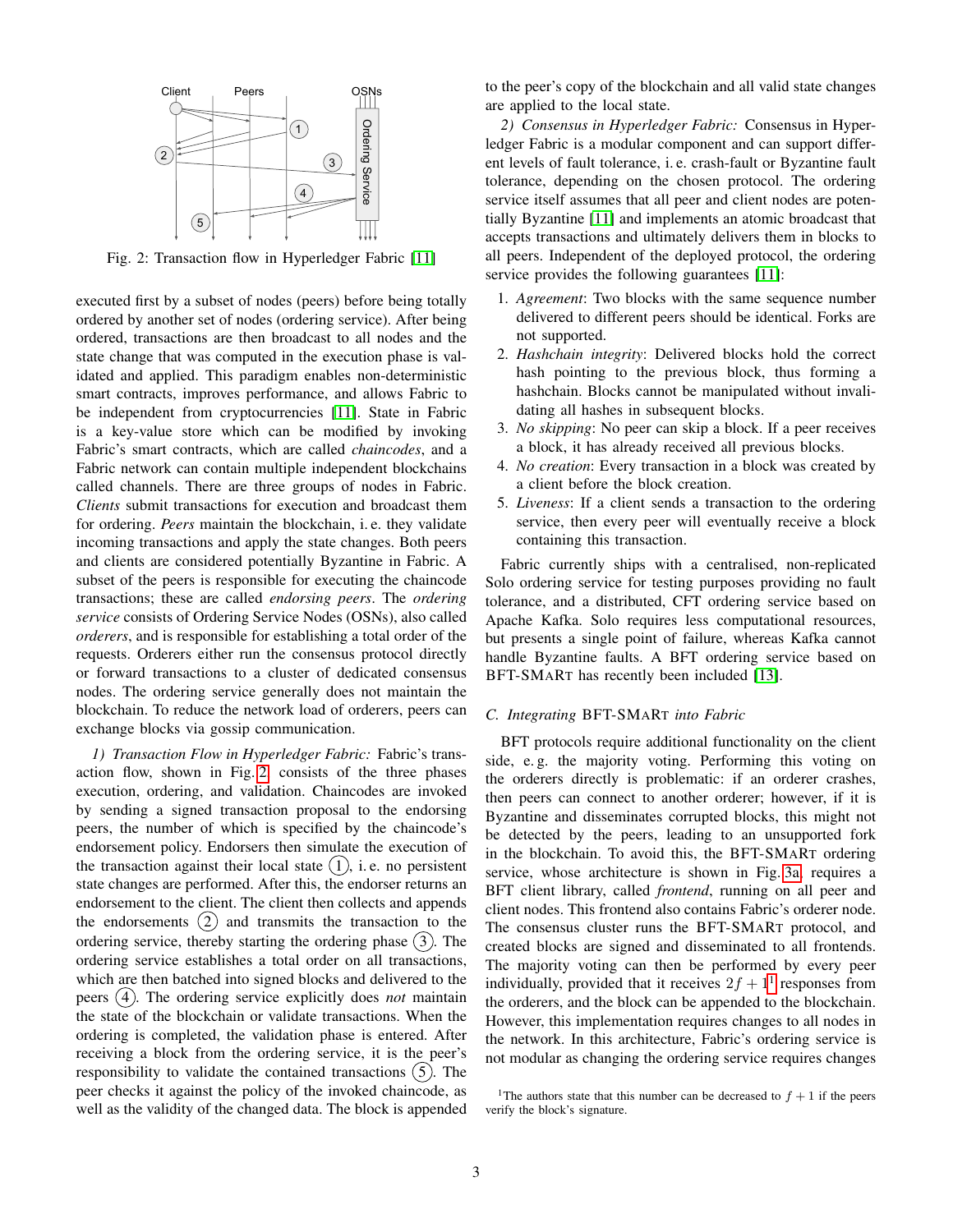Fig. 2: Transaction flow in Hyperledger Fabric [11]

executed first by a subset of nodes (peers) before being totally ordered by another set of nodes (ordering service). After being ordered, transactions are then broadcast to all nodes and the state change that was computed in the execution phase is validated and applied. This paradigm enables non-deterministic smart contracts, improves performance, and allows Fabric to be independent from cryptocurrencies [11]. State in Fabric is a key-value store which can be modified by invoking Fabric's smart contracts, which are called *chaincodes*, and a Fabric network can contain multiple independent blockchains called channels. There are three groups of nodes in Fabric. *Clients* submit transactions for execution and broadcast them for ordering. *Peers* maintain the blockchain, i. e. they validate incoming transactions and apply the state changes. Both peers and clients are considered potentially Byzantine in Fabric. A subset of the peers is responsible for executing the chaincode transactions; these are called *endorsing peers*. The *ordering service* consists of Ordering Service Nodes (OSNs), also called *orderers*, and is responsible for establishing a total order of the requests. Orderers either run the consensus protocol directly or forward transactions to a cluster of dedicated consensus nodes. The ordering service generally does not maintain the blockchain. To reduce the network load of orderers, peers can exchange blocks via gossip communication.

*1) Transaction Flow in Hyperledger Fabric:* Fabric's transaction flow, shown in Fig. 2, consists of the three phases execution, ordering, and validation. Chaincodes are invoked by sending a signed transaction proposal to the endorsing peers, the number of which is specified by the chaincode's endorsement policy. Endorsers then simulate the execution of the transaction against their local state (1), i. e. no persistent state changes are performed. After this, the endorser returns an endorsement to the client. The client then collects and appends the endorsements (2) and transmits the transaction to the ordering service, thereby starting the ordering phase (3). The ordering service establishes a total order on all transactions, which are then batched into signed blocks and delivered to the peers (4). The ordering service explicitly does *not* maintain the state of the blockchain or validate transactions. When the ordering is completed, the validation phase is entered. After receiving a block from the ordering service, it is the peer's responsibility to validate the contained transactions (5). The peer checks it against the policy of the invoked chaincode, as well as the validity of the changed data. The block is appended to the peer's copy of the blockchain and all valid state changes are applied to the local state.

*2) Consensus in Hyperledger Fabric:* Consensus in Hyperledger Fabric is a modular component and can support different levels of fault tolerance, i. e. crash-fault or Byzantine fault tolerance, depending on the chosen protocol. The ordering service itself assumes that all peer and client nodes are potentially Byzantine [11] and implements an atomic broadcast that accepts transactions and ultimately delivers them in blocks to all peers. Independent of the deployed protocol, the ordering service provides the following guarantees [11]:

1. *Agreement*: Two blocks with the same sequence number delivered to different peers should be identical. Forks are not supported.
2. *Hashchain integrity*: Delivered blocks hold the correct hash pointing to the previous block, thus forming a hashchain. Blocks cannot be manipulated without invalidating all hashes in subsequent blocks.
3. *No skipping*: No peer can skip a block. If a peer receives a block, it has already received all previous blocks.
4. *No creation*: Every transaction in a block was created by a client before the block creation.
5. *Liveness*: If a client sends a transaction to the ordering service, then every peer will eventually receive a block containing this transaction.

Fabric currently ships with a centralised, non-replicated Solo ordering service for testing purposes providing no fault tolerance, and a distributed, CFT ordering service based on Apache Kafka. Solo requires less computational resources, but presents a single point of failure, whereas Kafka cannot handle Byzantine faults. A BFT ordering service based on BFT-SMaRt has recently been included [13].

### C. Integrating BFT-SMaRt into Fabric

BFT protocols require additional functionality on the client side, e. g. the majority voting. Performing this voting on the orderers directly is problematic: if an orderer crashes, then peers can connect to another orderer; however, if it is Byzantine and disseminates corrupted blocks, this might not be detected by the peers, leading to an unsupported fork in the blockchain. To avoid this, the BFT-SMaRt ordering service, whose architecture is shown in Fig. 3a, requires a BFT client library, called *frontend*, running on all peer and client nodes. This frontend also contains Fabric's orderer node. The consensus cluster runs the BFT-SMaRt protocol, and created blocks are signed and disseminated to all frontends. The majority voting can then be performed by every peer individually, provided that it receives $2f + 1$[1] responses from the orderers, and the block can be appended to the blockchain. However, this implementation requires changes to all nodes in the network. In this architecture, Fabric's ordering service is not modular as changing the ordering service requires changes

[1] The authors state that this number can be decreased to $f + 1$ if the peers verify the block's signature.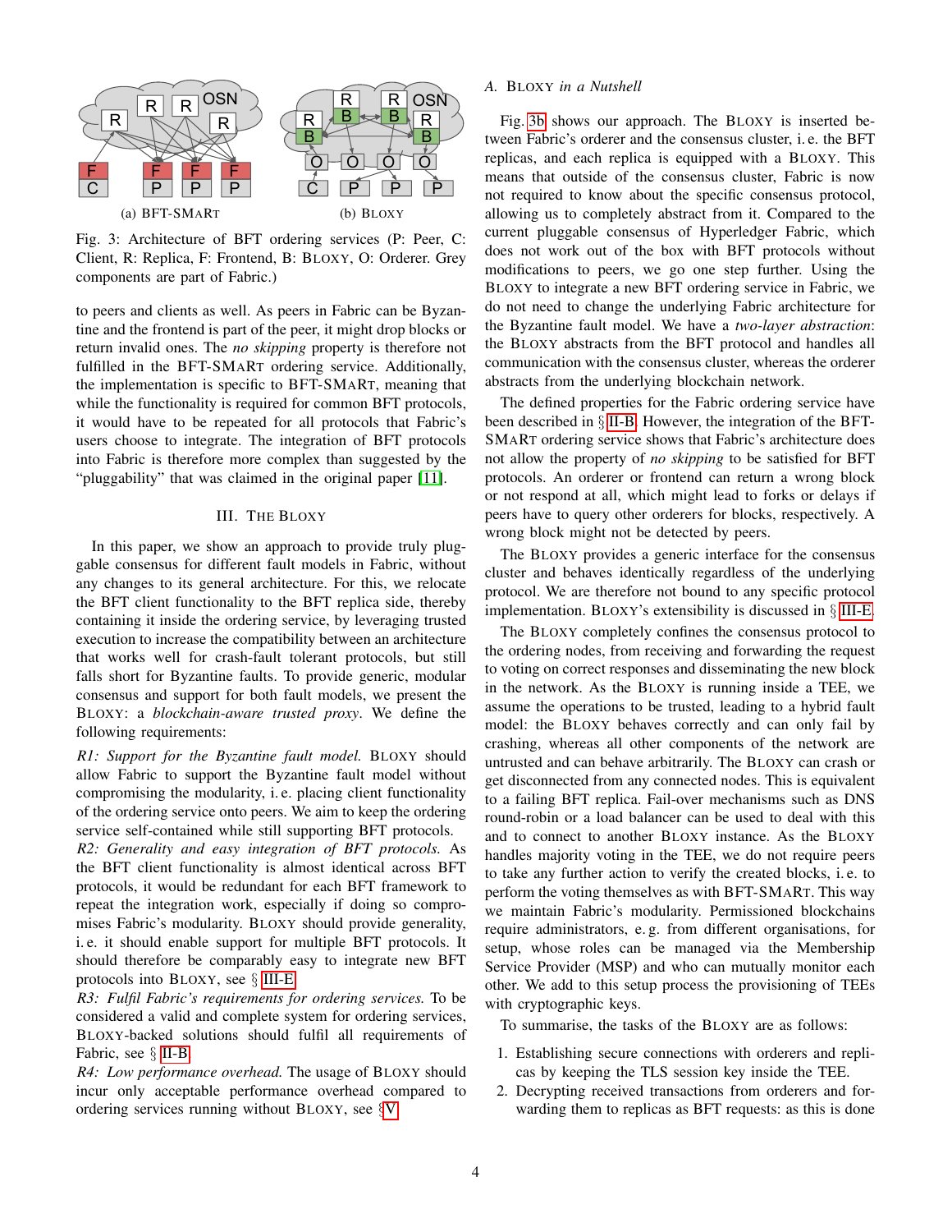Fig. 3: Architecture of BFT ordering services (P: Peer, C: Client, R: Replica, F: Frontend, B: BLOXY, O: Orderer. Grey components are part of Fabric.)

(a) BFT-SMART

(b) BLOXY

to peers and clients as well. As peers in Fabric can be Byzantine and the frontend is part of the peer, it might drop blocks or return invalid ones. The *no skipping* property is therefore not fulfilled in the BFT-SMART ordering service. Additionally, the implementation is specific to BFT-SMART, meaning that while the functionality is required for common BFT protocols, it would have to be repeated for all protocols that Fabric's users choose to integrate. The integration of BFT protocols into Fabric is therefore more complex than suggested by the "pluggability" that was claimed in the original paper [11].

## III. THE BLOXY

In this paper, we show an approach to provide truly pluggable consensus for different fault models in Fabric, without any changes to its general architecture. For this, we relocate the BFT client functionality to the BFT replica side, thereby containing it inside the ordering service, by leveraging trusted execution to increase the compatibility between an architecture that works well for crash-fault tolerant protocols, but still falls short for Byzantine faults. To provide generic, modular consensus and support for both fault models, we present the BLOXY: a *blockchain-aware trusted proxy*. We define the following requirements:

*R1: Support for the Byzantine fault model.* BLOXY should allow Fabric to support the Byzantine fault model without compromising the modularity, i. e. placing client functionality of the ordering service onto peers. We aim to keep the ordering service self-contained while still supporting BFT protocols.

*R2: Generality and easy integration of BFT protocols.* As the BFT client functionality is almost identical across BFT protocols, it would be redundant for each BFT framework to repeat the integration work, especially if doing so compromises Fabric's modularity. BLOXY should provide generality, i. e. it should enable support for multiple BFT protocols. It should therefore be comparably easy to integrate new BFT protocols into BLOXY, see § III-E.

*R3: Fulfil Fabric's requirements for ordering services.* To be considered a valid and complete system for ordering services, BLOXY-backed solutions should fulfil all requirements of Fabric, see § II-B.

*R4: Low performance overhead.* The usage of BLOXY should incur only acceptable performance overhead compared to ordering services running without BLOXY, see § V.

### A. BLOXY *in a Nutshell*

Fig. 3b shows our approach. The BLOXY is inserted between Fabric's orderer and the consensus cluster, i. e. the BFT replicas, and each replica is equipped with a BLOXY. This means that outside of the consensus cluster, Fabric is now not required to know about the specific consensus protocol, allowing us to completely abstract from it. Compared to the current pluggable consensus of Hyperledger Fabric, which does not work out of the box with BFT protocols without modifications to peers, we go one step further. Using the BLOXY to integrate a new BFT ordering service in Fabric, we do not need to change the underlying Fabric architecture for the Byzantine fault model. We have a *two-layer abstraction*: the BLOXY abstracts from the BFT protocol and handles all communication with the consensus cluster, whereas the orderer abstracts from the underlying blockchain network.

The defined properties for the Fabric ordering service have been described in § II-B. However, the integration of the BFT-SMART ordering service shows that Fabric's architecture does not allow the property of *no skipping* to be satisfied for BFT protocols. An orderer or frontend can return a wrong block or not respond at all, which might lead to forks or delays if peers have to query other orderers for blocks, respectively. A wrong block might not be detected by peers.

The BLOXY provides a generic interface for the consensus cluster and behaves identically regardless of the underlying protocol. We are therefore not bound to any specific protocol implementation. BLOXY's extensibility is discussed in § III-E.

The BLOXY completely confines the consensus protocol to the ordering nodes, from receiving and forwarding the request to voting on correct responses and disseminating the new block in the network. As the BLOXY is running inside a TEE, we assume the operations to be trusted, leading to a hybrid fault model: the BLOXY behaves correctly and can only fail by crashing, whereas all other components of the network are untrusted and can behave arbitrarily. The BLOXY can crash or get disconnected from any connected nodes. This is equivalent to a failing BFT replica. Fail-over mechanisms such as DNS round-robin or a load balancer can be used to deal with this and to connect to another BLOXY instance. As the BLOXY handles majority voting in the TEE, we do not require peers to take any further action to verify the created blocks, i. e. to perform the voting themselves as with BFT-SMART. This way we maintain Fabric's modularity. Permissioned blockchains require administrators, e. g. from different organisations, for setup, whose roles can be managed via the Membership Service Provider (MSP) and who can mutually monitor each other. We add to this setup process the provisioning of TEEs with cryptographic keys.

To summarise, the tasks of the BLOXY are as follows:

1. Establishing secure connections with orderers and replicas by keeping the TLS session key inside the TEE.
2. Decrypting received transactions from orderers and forwarding them to replicas as BFT requests: as this is done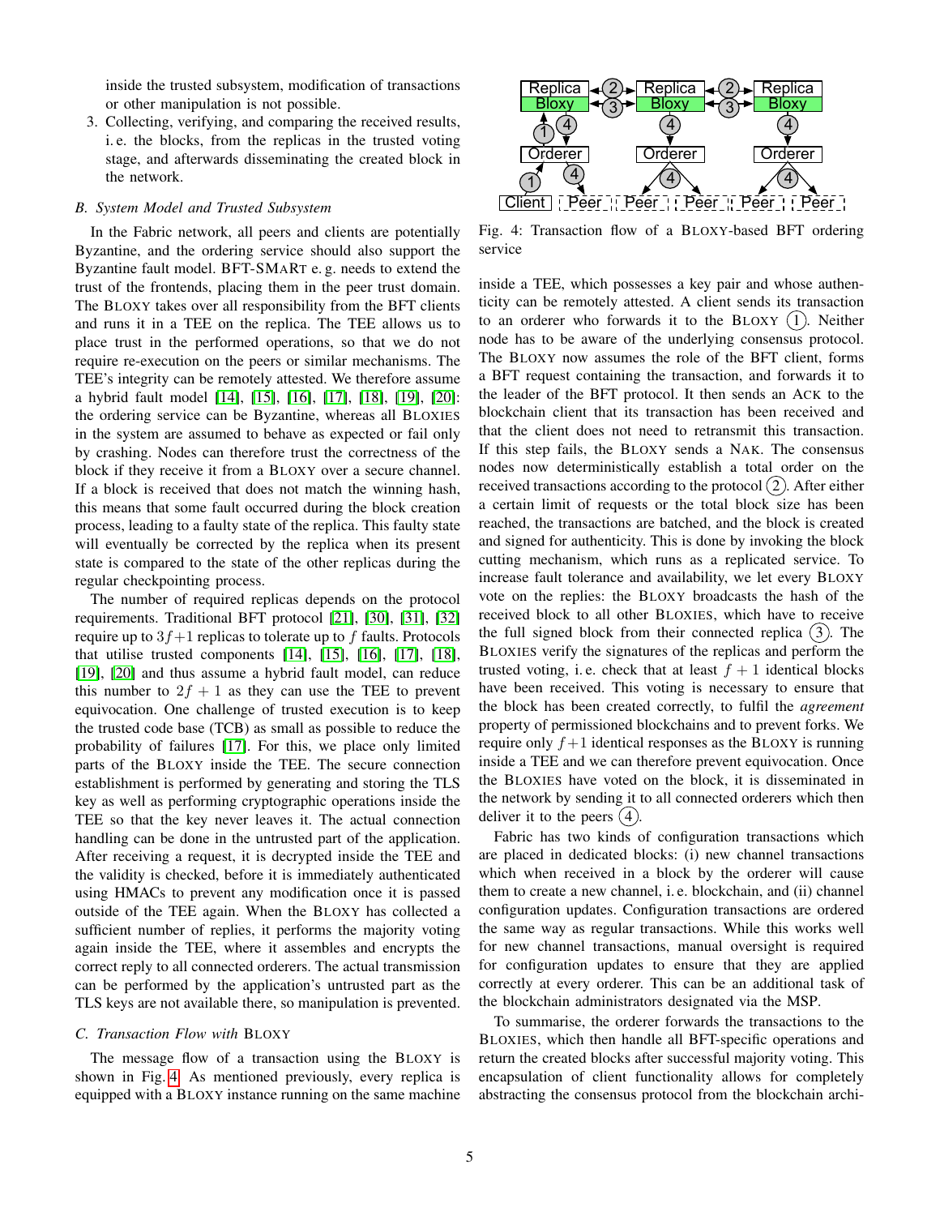inside the trusted subsystem, modification of transactions or other manipulation is not possible.

3. Collecting, verifying, and comparing the received results, i. e. the blocks, from the replicas in the trusted voting stage, and afterwards disseminating the created block in the network.

### B. System Model and Trusted Subsystem

In the Fabric network, all peers and clients are potentially Byzantine, and the ordering service should also support the Byzantine fault model. BFT-SMaRt e. g. needs to extend the trust of the frontends, placing them in the peer trust domain. The Bloxy takes over all responsibility from the BFT clients and runs it in a TEE on the replica. The TEE allows us to place trust in the performed operations, so that we do not require re-execution on the peers or similar mechanisms. The TEE's integrity can be remotely attested. We therefore assume a hybrid fault model [14], [15], [16], [17], [18], [19], [20]: the ordering service can be Byzantine, whereas all Bloxies in the system are assumed to behave as expected or fail only by crashing. Nodes can therefore trust the correctness of the block if they receive it from a Bloxy over a secure channel. If a block is received that does not match the winning hash, this means that some fault occurred during the block creation process, leading to a faulty state of the replica. This faulty state will eventually be corrected by the replica when its present state is compared to the state of the other replicas during the regular checkpointing process.

The number of required replicas depends on the protocol requirements. Traditional BFT protocol [21], [30], [31], [32] require up to $3f+1$ replicas to tolerate up to $f$ faults. Protocols that utilise trusted components [14], [15], [16], [17], [18], [19], [20] and thus assume a hybrid fault model, can reduce this number to $2f+1$ as they can use the TEE to prevent equivocation. One challenge of trusted execution is to keep the trusted code base (TCB) as small as possible to reduce the probability of failures [17]. For this, we place only limited parts of the Bloxy inside the TEE. The secure connection establishment is performed by generating and storing the TLS key as well as performing cryptographic operations inside the TEE so that the key never leaves it. The actual connection handling can be done in the untrusted part of the application. After receiving a request, it is decrypted inside the TEE and the validity is checked, before it is immediately authenticated using HMACs to prevent any modification once it is passed outside of the TEE again. When the Bloxy has collected a sufficient number of replies, it performs the majority voting again inside the TEE, where it assembles and encrypts the correct reply to all connected orderers. The actual transmission can be performed by the application's untrusted part as the TLS keys are not available there, so manipulation is prevented.

### C. Transaction Flow with Bloxy

The message flow of a transaction using the Bloxy is shown in Fig. 4. As mentioned previously, every replica is equipped with a Bloxy instance running on the same machine inside a TEE, which possesses a key pair and whose authenticity can be remotely attested. A client sends its transaction to an orderer who forwards it to the Bloxy (1). Neither node has to be aware of the underlying consensus protocol. The Bloxy now assumes the role of the BFT client, forms a BFT request containing the transaction, and forwards it to the leader of the BFT protocol. It then sends an Ack to the blockchain client that its transaction has been received and that the client does not need to retransmit this transaction. If this step fails, the Bloxy sends a Nak. The consensus nodes now deterministically establish a total order on the received transactions according to the protocol (2). After either a certain limit of requests or the total block size has been reached, the transactions are batched, and the block is created and signed for authenticity. This is done by invoking the block cutting mechanism, which runs as a replicated service. To increase fault tolerance and availability, we let every Bloxy vote on the replies: the Bloxy broadcasts the hash of the received block to all other Bloxies, which have to receive the full signed block from their connected replica (3). The Bloxies verify the signatures of the replicas and perform the trusted voting, i. e. check that at least $f+1$ identical blocks have been received. This voting is necessary to ensure that the block has been created correctly, to fulfil the *agreement* property of permissioned blockchains and to prevent forks. We require only $f+1$ identical responses as the Bloxy is running inside a TEE and we can therefore prevent equivocation. Once the Bloxies have voted on the block, it is disseminated in the network by sending it to all connected orderers which then deliver it to the peers (4).

Fig. 4: Transaction flow of a Bloxy-based BFT ordering service

Fabric has two kinds of configuration transactions which are placed in dedicated blocks: (i) new channel transactions which when received in a block by the orderer will cause them to create a new channel, i. e. blockchain, and (ii) channel configuration updates. Configuration transactions are ordered the same way as regular transactions. While this works well for new channel transactions, manual oversight is required for configuration updates to ensure that they are applied correctly at every orderer. This can be an additional task of the blockchain administrators designated via the MSP.

To summarise, the orderer forwards the transactions to the Bloxies, which then handle all BFT-specific operations and return the created blocks after successful majority voting. This encapsulation of client functionality allows for completely abstracting the consensus protocol from the blockchain archi-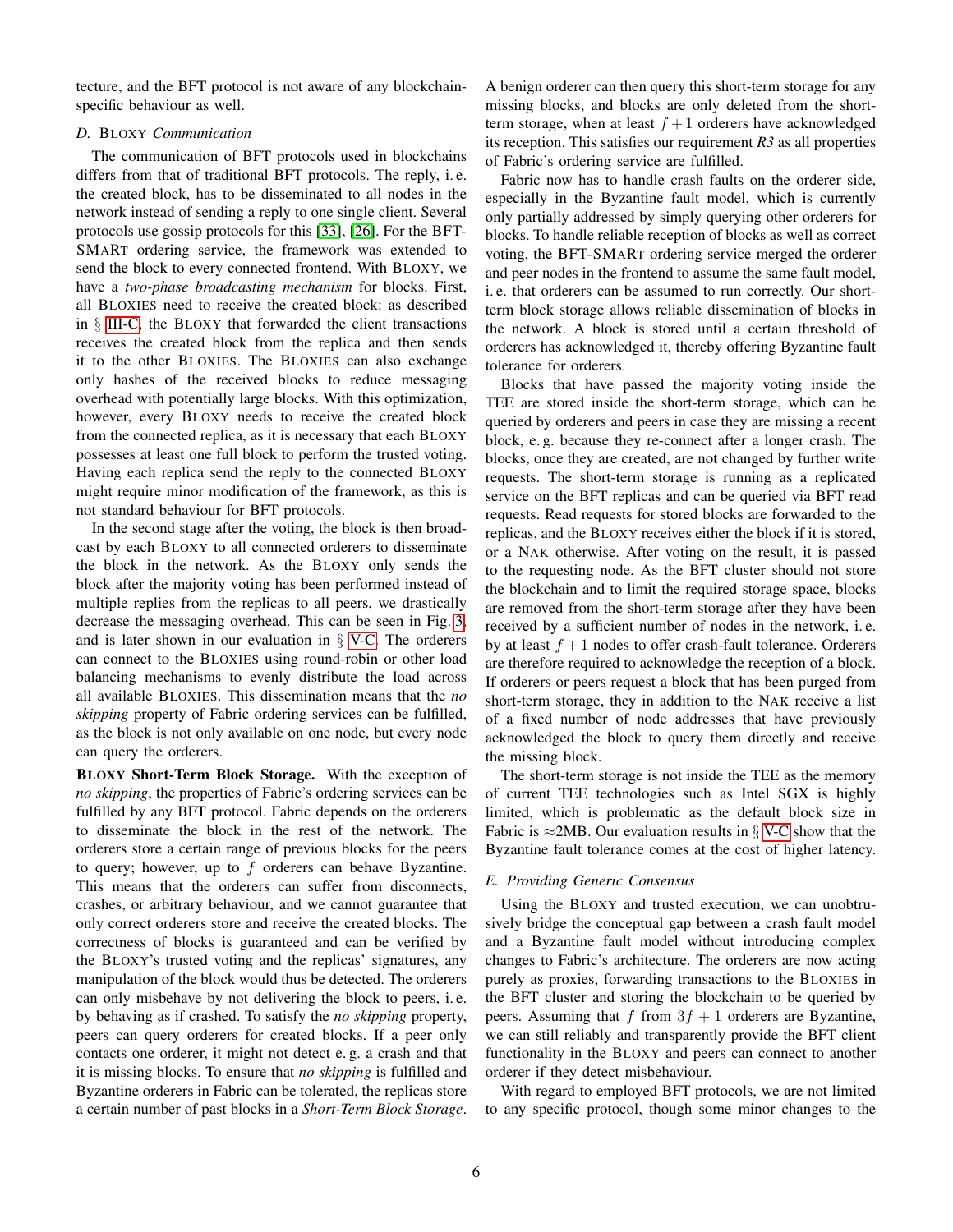tecture, and the BFT protocol is not aware of any blockchain-specific behaviour as well.

### D. BLOXY *Communication*

The communication of BFT protocols used in blockchains differs from that of traditional BFT protocols. The reply, i. e. the created block, has to be disseminated to all nodes in the network instead of sending a reply to one single client. Several protocols use gossip protocols for this [33], [26]. For the BFT-SMART ordering service, the framework was extended to send the block to every connected frontend. With BLOXY, we have a *two-phase broadcasting mechanism* for blocks. First, all BLOXIES need to receive the created block: as described in § III-C, the BLOXY that forwarded the client transactions receives the created block from the replica and then sends it to the other BLOXIES. The BLOXIES can also exchange only hashes of the received blocks to reduce messaging overhead with potentially large blocks. With this optimization, however, every BLOXY needs to receive the created block from the connected replica, as it is necessary that each BLOXY possesses at least one full block to perform the trusted voting. Having each replica send the reply to the connected BLOXY might require minor modification of the framework, as this is not standard behaviour for BFT protocols.

In the second stage after the voting, the block is then broadcast by each BLOXY to all connected orderers to disseminate the block in the network. As the BLOXY only sends the block after the majority voting has been performed instead of multiple replies from the replicas to all peers, we drastically decrease the messaging overhead. This can be seen in Fig. 3, and is later shown in our evaluation in § V-C. The orderers can connect to the BLOXIES using round-robin or other load balancing mechanisms to evenly distribute the load across all available BLOXIES. This dissemination means that the *no skipping* property of Fabric ordering services can be fulfilled, as the block is not only available on one node, but every node can query the orderers.

**BLOXY Short-Term Block Storage.** With the exception of *no skipping*, the properties of Fabric's ordering services can be fulfilled by any BFT protocol. Fabric depends on the orderers to disseminate the block in the rest of the network. The orderers store a certain range of previous blocks for the peers to query; however, up to $f$ orderers can behave Byzantine. This means that the orderers can suffer from disconnects, crashes, or arbitrary behaviour, and we cannot guarantee that only correct orderers store and receive the created blocks. The correctness of blocks is guaranteed and can be verified by the BLOXY's trusted voting and the replicas' signatures, any manipulation of the block would thus be detected. The orderers can only misbehave by not delivering the block to peers, i. e. by behaving as if crashed. To satisfy the *no skipping* property, peers can query orderers for created blocks. If a peer only contacts one orderer, it might not detect e. g. a crash and that it is missing blocks. To ensure that *no skipping* is fulfilled and Byzantine orderers in Fabric can be tolerated, the replicas store a certain number of past blocks in a *Short-Term Block Storage*. A benign orderer can then query this short-term storage for any missing blocks, and blocks are only deleted from the short-term storage, when at least $f+1$ orderers have acknowledged its reception. This satisfies our requirement *R3* as all properties of Fabric's ordering service are fulfilled.

Fabric now has to handle crash faults on the orderer side, especially in the Byzantine fault model, which is currently only partially addressed by simply querying other orderers for blocks. To handle reliable reception of blocks as well as correct voting, the BFT-SMART ordering service merged the orderer and peer nodes in the frontend to assume the same fault model, i. e. that orderers can be assumed to run correctly. Our short-term block storage allows reliable dissemination of blocks in the network. A block is stored until a certain threshold of orderers has acknowledged it, thereby offering Byzantine fault tolerance for orderers.

Blocks that have passed the majority voting inside the TEE are stored inside the short-term storage, which can be queried by orderers and peers in case they are missing a recent block, e. g. because they re-connect after a longer crash. The blocks, once they are created, are not changed by further write requests. The short-term storage is running as a replicated service on the BFT replicas and can be queried via BFT read requests. Read requests for stored blocks are forwarded to the replicas, and the BLOXY receives either the block if it is stored, or a NAK otherwise. After voting on the result, it is passed to the requesting node. As the BFT cluster should not store the blockchain and to limit the required storage space, blocks are removed from the short-term storage after they have been received by a sufficient number of nodes in the network, i. e. by at least $f+1$ nodes to offer crash-fault tolerance. Orderers are therefore required to acknowledge the reception of a block. If orderers or peers request a block that has been purged from short-term storage, they in addition to the NAK receive a list of a fixed number of node addresses that have previously acknowledged the block to query them directly and receive the missing block.

The short-term storage is not inside the TEE as the memory of current TEE technologies such as Intel SGX is highly limited, which is problematic as the default block size in Fabric is ≈2MB. Our evaluation results in § V-C show that the Byzantine fault tolerance comes at the cost of higher latency.

### E. *Providing Generic Consensus*

Using the BLOXY and trusted execution, we can unobtrusively bridge the conceptual gap between a crash fault model and a Byzantine fault model without introducing complex changes to Fabric's architecture. The orderers are now acting purely as proxies, forwarding transactions to the BLOXIES in the BFT cluster and storing the blockchain to be queried by peers. Assuming that $f$ from $3f+1$ orderers are Byzantine, we can still reliably and transparently provide the BFT client functionality in the BLOXY and peers can connect to another orderer if they detect misbehaviour.

With regard to employed BFT protocols, we are not limited to any specific protocol, though some minor changes to the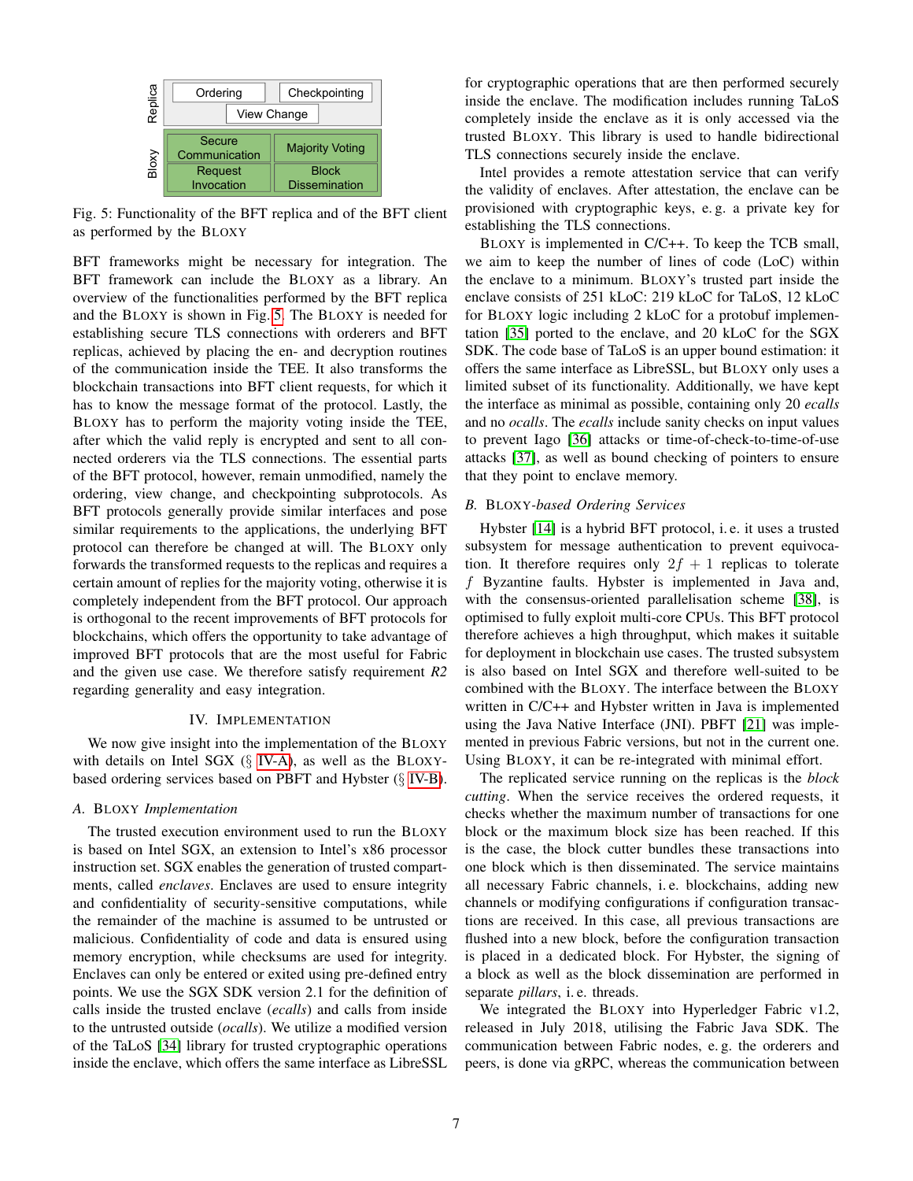Fig. 5: Functionality of the BFT replica and of the BFT client as performed by the BLOXY

BFT frameworks might be necessary for integration. The BFT framework can include the BLOXY as a library. An overview of the functionalities performed by the BFT replica and the BLOXY is shown in Fig. 5. The BLOXY is needed for establishing secure TLS connections with orderers and BFT replicas, achieved by placing the en- and decryption routines of the communication inside the TEE. It also transforms the blockchain transactions into BFT client requests, for which it has to know the message format of the protocol. Lastly, the BLOXY has to perform the majority voting inside the TEE, after which the valid reply is encrypted and sent to all connected orderers via the TLS connections. The essential parts of the BFT protocol, however, remain unmodified, namely the ordering, view change, and checkpointing subprotocols. As BFT protocols generally provide similar interfaces and pose similar requirements to the applications, the underlying BFT protocol can therefore be changed at will. The BLOXY only forwards the transformed requests to the replicas and requires a certain amount of replies for the majority voting, otherwise it is completely independent from the BFT protocol. Our approach is orthogonal to the recent improvements of BFT protocols for blockchains, which offers the opportunity to take advantage of improved BFT protocols that are the most useful for Fabric and the given use case. We therefore satisfy requirement *R2* regarding generality and easy integration.

## IV. Implementation

We now give insight into the implementation of the BLOXY with details on Intel SGX (§ IV-A), as well as the BLOXY-based ordering services based on PBFT and Hybster (§ IV-B).

### A. BLOXY *Implementation*

The trusted execution environment used to run the BLOXY is based on Intel SGX, an extension to Intel's x86 processor instruction set. SGX enables the generation of trusted compartments, called *enclaves*. Enclaves are used to ensure integrity and confidentiality of security-sensitive computations, while the remainder of the machine is assumed to be untrusted or malicious. Confidentiality of code and data is ensured using memory encryption, while checksums are used for integrity. Enclaves can only be entered or exited using pre-defined entry points. We use the SGX SDK version 2.1 for the definition of calls inside the trusted enclave (*ecalls*) and calls from inside to the untrusted outside (*ocalls*). We utilize a modified version of the TaLoS [34] library for trusted cryptographic operations inside the enclave, which offers the same interface as LibreSSL for cryptographic operations that are then performed securely inside the enclave. The modification includes running TaLoS completely inside the enclave as it is only accessed via the trusted BLOXY. This library is used to handle bidirectional TLS connections securely inside the enclave.

Intel provides a remote attestation service that can verify the validity of enclaves. After attestation, the enclave can be provisioned with cryptographic keys, e. g. a private key for establishing the TLS connections.

BLOXY is implemented in C/C++. To keep the TCB small, we aim to keep the number of lines of code (LoC) within the enclave to a minimum. BLOXY's trusted part inside the enclave consists of 251 kLoC: 219 kLoC for TaLoS, 12 kLoC for BLOXY logic including 2 kLoC for a protobuf implementation [35] ported to the enclave, and 20 kLoC for the SGX SDK. The code base of TaLoS is an upper bound estimation: it offers the same interface as LibreSSL, but BLOXY only uses a limited subset of its functionality. Additionally, we have kept the interface as minimal as possible, containing only 20 *ecalls* and no *ocalls*. The *ecalls* include sanity checks on input values to prevent Iago [36] attacks or time-of-check-to-time-of-use attacks [37], as well as bound checking of pointers to ensure that they point to enclave memory.

### B. BLOXY*-based Ordering Services*

Hybster [14] is a hybrid BFT protocol, i. e. it uses a trusted subsystem for message authentication to prevent equivocation. It therefore requires only $2f + 1$ replicas to tolerate $f$ Byzantine faults. Hybster is implemented in Java and, with the consensus-oriented parallelisation scheme [38], is optimised to fully exploit multi-core CPUs. This BFT protocol therefore achieves a high throughput, which makes it suitable for deployment in blockchain use cases. The trusted subsystem is also based on Intel SGX and therefore well-suited to be combined with the BLOXY. The interface between the BLOXY written in C/C++ and Hybster written in Java is implemented using the Java Native Interface (JNI). PBFT [21] was implemented in previous Fabric versions, but not in the current one. Using BLOXY, it can be re-integrated with minimal effort.

The replicated service running on the replicas is the *block cutting*. When the service receives the ordered requests, it checks whether the maximum number of transactions for one block or the maximum block size has been reached. If this is the case, the block cutter bundles these transactions into one block which is then disseminated. The service maintains all necessary Fabric channels, i. e. blockchains, adding new channels or modifying configurations if configuration transactions are received. In this case, all previous transactions are flushed into a new block, before the configuration transaction is placed in a dedicated block. For Hybster, the signing of a block as well as the block dissemination are performed in separate *pillars*, i. e. threads.

We integrated the BLOXY into Hyperledger Fabric v1.2, released in July 2018, utilising the Fabric Java SDK. The communication between Fabric nodes, e. g. the orderers and peers, is done via gRPC, whereas the communication between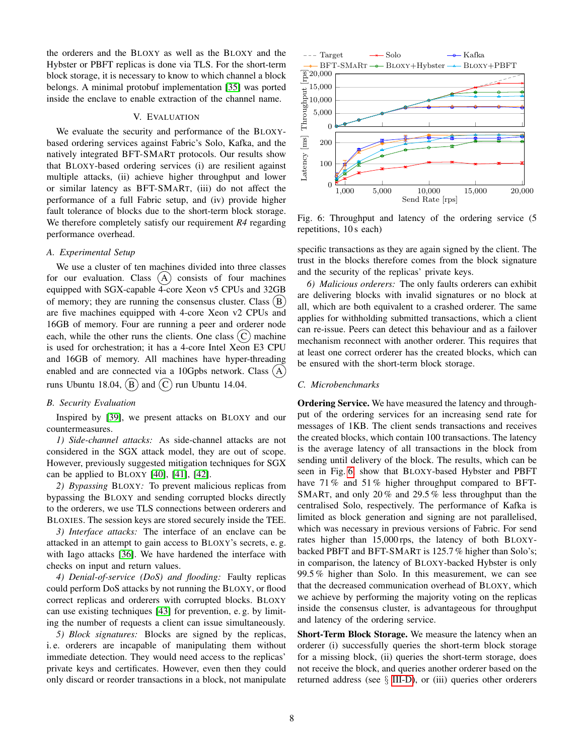the orderers and the BLOXY as well as the BLOXY and the Hybster or PBFT replicas is done via TLS. For the short-term block storage, it is necessary to know to which channel a block belongs. A minimal protobuf implementation [35] was ported inside the enclave to enable extraction of the channel name.

## V. EVALUATION

We evaluate the security and performance of the BLOXY-based ordering services against Fabric's Solo, Kafka, and the natively integrated BFT-SMART protocols. Our results show that BLOXY-based ordering services (i) are resilient against multiple attacks, (ii) achieve higher throughput and lower or similar latency as BFT-SMART, (iii) do not affect the performance of a full Fabric setup, and (iv) provide higher fault tolerance of blocks due to the short-term block storage. We therefore completely satisfy our requirement *R4* regarding performance overhead.

### A. Experimental Setup

We use a cluster of ten machines divided into three classes for our evaluation. Class (A) consists of four machines equipped with SGX-capable 4-core Xeon v5 CPUs and 32GB of memory; they are running the consensus cluster. Class (B) are five machines equipped with 4-core Xeon v2 CPUs and 16GB of memory. Four are running a peer and orderer node each, while the other runs the clients. One class (C) machine is used for orchestration; it has a 4-core Intel Xeon E3 CPU and 16GB of memory. All machines have hyper-threading enabled and are connected via a 10Gpbs network. Class (A) runs Ubuntu 18.04, (B) and (C) run Ubuntu 14.04.

### B. Security Evaluation

Inspired by [39], we present attacks on BLOXY and our countermeasures.

*1) Side-channel attacks:* As side-channel attacks are not considered in the SGX attack model, they are out of scope. However, previously suggested mitigation techniques for SGX can be applied to BLOXY [40], [41], [42].

*2) Bypassing BLOXY:* To prevent malicious replicas from bypassing the BLOXY and sending corrupted blocks directly to the orderers, we use TLS connections between orderers and BLOXIES. The session keys are stored securely inside the TEE.

*3) Interface attacks:* The interface of an enclave can be attacked in an attempt to gain access to BLOXY's secrets, e. g. with Iago attacks [36]. We have hardened the interface with checks on input and return values.

*4) Denial-of-service (DoS) and flooding:* Faulty replicas could perform DoS attacks by not running the BLOXY, or flood correct replicas and orderers with corrupted blocks. BLOXY can use existing techniques [43] for prevention, e. g. by limiting the number of requests a client can issue simultaneously.

*5) Block signatures:* Blocks are signed by the replicas, i. e. orderers are incapable of manipulating them without immediate detection. They would need access to the replicas' private keys and certificates. However, even then they could only discard or reorder transactions in a block, not manipulate specific transactions as they are again signed by the client. The trust in the blocks therefore comes from the block signature and the security of the replicas' private keys.

*6) Malicious orderers:* The only faults orderers can exhibit are delivering blocks with invalid signatures or no block at all, which are both equivalent to a crashed orderer. The same applies for withholding submitted transactions, which a client can re-issue. Peers can detect this behaviour and as a failover mechanism reconnect with another orderer. This requires that at least one correct orderer has the created blocks, which can be ensured with the short-term block storage.

Fig. 6: Throughput and latency of the ordering service (5 repetitions, 10 s each)

### C. Microbenchmarks

**Ordering Service.** We have measured the latency and throughput of the ordering services for an increasing send rate for messages of 1KB. The client sends transactions and receives the created blocks, which contain 100 transactions. The latency is the average latency of all transactions in the block from sending until delivery of the block. The results, which can be seen in Fig. 6 show that BLOXY-based Hybster and PBFT have 71 % and 51 % higher throughput compared to BFT-SMART, and only 20 % and 29.5 % less throughput than the centralised Solo, respectively. The performance of Kafka is limited as block generation and signing are not parallelised, which was necessary in previous versions of Fabric. For send rates higher than 15,000 rps, the latency of both BLOXY-backed PBFT and BFT-SMART is 125.7 % higher than Solo's; in comparison, the latency of BLOXY-backed Hybster is only 99.5 % higher than Solo. In this measurement, we can see that the decreased communication overhead of BLOXY, which we achieve by performing the majority voting on the replicas inside the consensus cluster, is advantageous for throughput and latency of the ordering service.

**Short-Term Block Storage.** We measure the latency when an orderer (i) successfully queries the short-term block storage for a missing block, (ii) queries the short-term storage, does not receive the block, and queries another orderer based on the returned address (see § III-D), or (iii) queries other orderers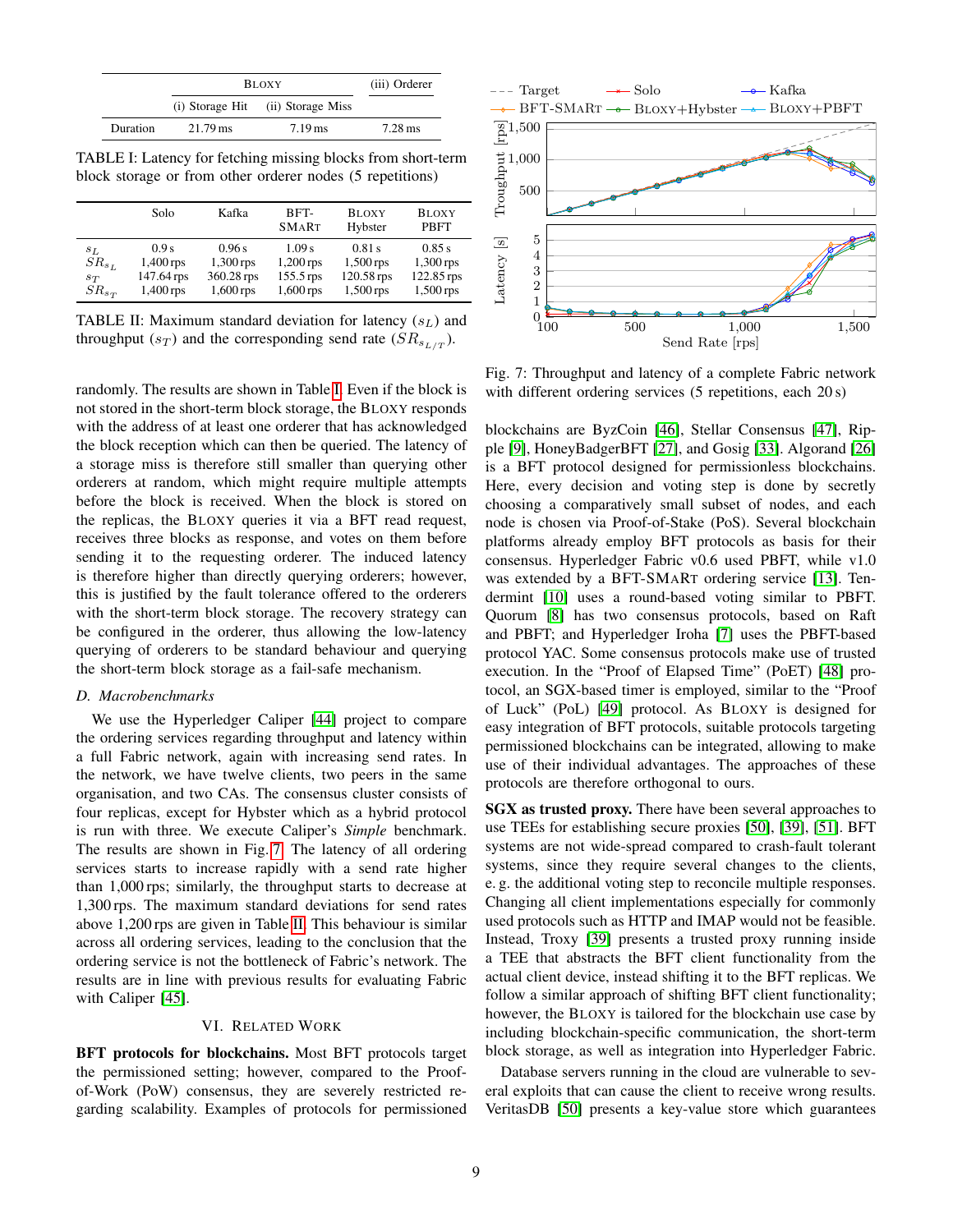| | BLOXY | | (iii) Orderer |
|---|---|---|---|
| | (i) Storage Hit | (ii) Storage Miss | |
| Duration | 21.79 ms | 7.19 ms | 7.28 ms |

TABLE I: Latency for fetching missing blocks from short-term block storage or from other orderer nodes (5 repetitions)

| | Solo | Kafka | BFT-SMART | BLOXY Hybster | BLOXY PBFT |
|---|---|---|---|---|---|
| $s_L$ | 0.9 s | 0.96 s | 1.09 s | 0.81 s | 0.85 s |
| $SR_{s_L}$ | 1,400 rps | 1,300 rps | 1,200 rps | 1,500 rps | 1,300 rps |
| $s_T$ | 147.64 rps | 360.28 rps | 155.5 rps | 120.58 rps | 122.85 rps |
| $SR_{s_T}$ | 1,400 rps | 1,600 rps | 1,600 rps | 1,500 rps | 1,500 rps |

TABLE II: Maximum standard deviation for latency ($s_L$) and throughput ($s_T$) and the corresponding send rate ($SR_{s_{L/T}}$).

randomly. The results are shown in Table I. Even if the block is not stored in the short-term block storage, the BLOXY responds with the address of at least one orderer that has acknowledged the block reception which can then be queried. The latency of a storage miss is therefore still smaller than querying other orderers at random, which might require multiple attempts before the block is received. When the block is stored on the replicas, the BLOXY queries it via a BFT read request, receives three blocks as response, and votes on them before sending it to the requesting orderer. The induced latency is therefore higher than directly querying orderers; however, this is justified by the fault tolerance offered to the orderers with the short-term block storage. The recovery strategy can be configured in the orderer, thus allowing the low-latency querying of orderers to be standard behaviour and querying the short-term block storage as a fail-safe mechanism.

### D. Macrobenchmarks

We use the Hyperledger Caliper [44] project to compare the ordering services regarding throughput and latency within a full Fabric network, again with increasing send rates. In the network, we have twelve clients, two peers in the same organisation, and two CAs. The consensus cluster consists of four replicas, except for Hybster which as a hybrid protocol is run with three. We execute Caliper's *Simple* benchmark. The results are shown in Fig. 7. The latency of all ordering services starts to increase rapidly with a send rate higher than 1,000 rps; similarly, the throughput starts to decrease at 1,300 rps. The maximum standard deviations for send rates above 1,200 rps are given in Table II. This behaviour is similar across all ordering services, leading to the conclusion that the ordering service is not the bottleneck of Fabric's network. The results are in line with previous results for evaluating Fabric with Caliper [45].

Fig. 7: Throughput and latency of a complete Fabric network with different ordering services (5 repetitions, each 20 s)

## VI. RELATED WORK

**BFT protocols for blockchains.** Most BFT protocols target the permissioned setting; however, compared to the Proof-of-Work (PoW) consensus, they are severely restricted regarding scalability. Examples of protocols for permissioned blockchains are ByzCoin [46], Stellar Consensus [47], Ripple [9], HoneyBadgerBFT [27], and Gosig [33]. Algorand [26] is a BFT protocol designed for permissionless blockchains. Here, every decision and voting step is done by secretly choosing a comparatively small subset of nodes, and each node is chosen via Proof-of-Stake (PoS). Several blockchain platforms already employ BFT protocols as basis for their consensus. Hyperledger Fabric v0.6 used PBFT, while v1.0 was extended by a BFT-SMART ordering service [13]. Tendermint [10] uses a round-based voting similar to PBFT. Quorum [8] has two consensus protocols, based on Raft and PBFT; and Hyperledger Iroha [7] uses the PBFT-based protocol YAC. Some consensus protocols make use of trusted execution. In the "Proof of Elapsed Time" (PoET) [48] protocol, an SGX-based timer is employed, similar to the "Proof of Luck" (PoL) [49] protocol. As BLOXY is designed for easy integration of BFT protocols, suitable protocols targeting permissioned blockchains can be integrated, allowing to make use of their individual advantages. The approaches of these protocols are therefore orthogonal to ours.

**SGX as trusted proxy.** There have been several approaches to use TEEs for establishing secure proxies [50], [39], [51]. BFT systems are not wide-spread compared to crash-fault tolerant systems, since they require several changes to the clients, e. g. the additional voting step to reconcile multiple responses. Changing all client implementations especially for commonly used protocols such as HTTP and IMAP would not be feasible. Instead, Troxy [39] presents a trusted proxy running inside a TEE that abstracts the BFT client functionality from the actual client device, instead shifting it to the BFT replicas. We follow a similar approach of shifting BFT client functionality; however, the BLOXY is tailored for the blockchain use case by including blockchain-specific communication, the short-term block storage, as well as integration into Hyperledger Fabric.

Database servers running in the cloud are vulnerable to several exploits that can cause the client to receive wrong results. VeritasDB [50] presents a key-value store which guarantees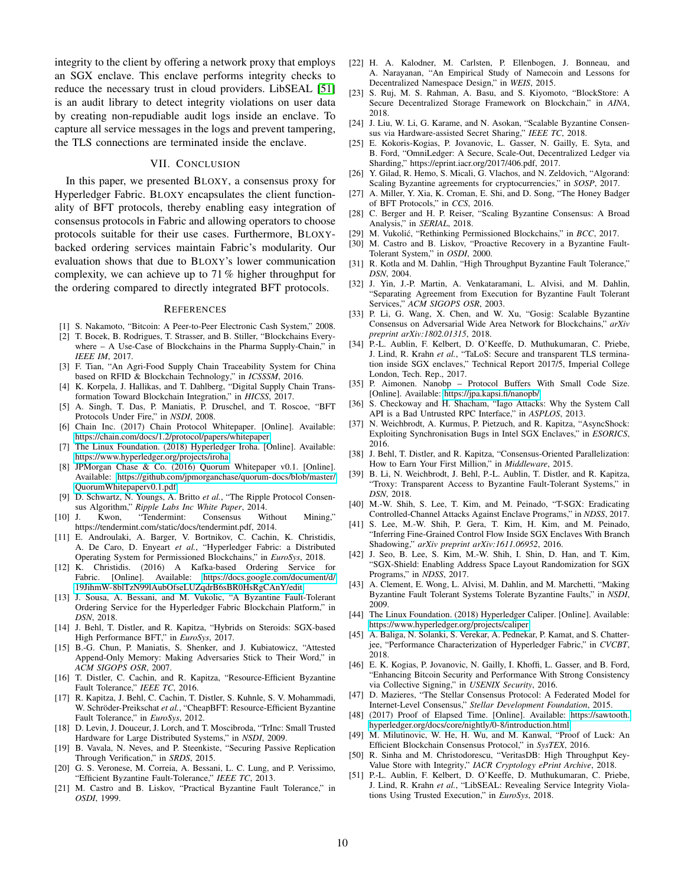integrity to the client by offering a network proxy that employs an SGX enclave. This enclave performs integrity checks to reduce the necessary trust in cloud providers. LibSEAL [51] is an audit library to detect integrity violations on user data by creating non-repudiable audit logs inside an enclave. To capture all service messages in the logs and prevent tampering, the TLS connections are terminated inside the enclave.

## VII. Conclusion

In this paper, we presented BLOXY, a consensus proxy for Hyperledger Fabric. BLOXY encapsulates the client functionality of BFT protocols, thereby enabling easy integration of consensus protocols in Fabric and allowing operators to choose protocols suitable for their use cases. Furthermore, BLOXY-backed ordering services maintain Fabric's modularity. Our evaluation shows that due to BLOXY's lower communication complexity, we can achieve up to 71 % higher throughput for the ordering compared to directly integrated BFT protocols.

## References

[1] S. Nakamoto, "Bitcoin: A Peer-to-Peer Electronic Cash System," 2008.

[2] T. Bocek, B. Rodrigues, T. Strasser, and B. Stiller, "Blockchains Everywhere – A Use-Case of Blockchains in the Pharma Supply-Chain," in *IEEE IM*, 2017.

[3] F. Tian, "An Agri-Food Supply Chain Traceability System for China based on RFID & Blockchain Technology," in *ICSSSM*, 2016.

[4] K. Korpela, J. Hallikas, and T. Dahlberg, "Digital Supply Chain Transformation Toward Blockchain Integration," in *HICSS*, 2017.

[5] A. Singh, T. Das, P. Maniatis, P. Druschel, and T. Roscoe, "BFT Protocols Under Fire," in *NSDI*, 2008.

[6] Chain Inc. (2017) Chain Protocol Whitepaper. [Online]. Available: https://chain.com/docs/1.2/protocol/papers/whitepaper

[7] The Linux Foundation. (2018) Hyperledger Iroha. [Online]. Available: https://www.hyperledger.org/projects/iroha

[8] JPMorgan Chase & Co. (2016) Quorum Whitepaper v0.1. [Online]. Available: https://github.com/jpmorganchase/quorum-docs/blob/master/QuorumWhitepaperv0.1.pdf

[9] D. Schwartz, N. Youngs, A. Britto *et al.*, "The Ripple Protocol Consensus Algorithm," *Ripple Labs Inc White Paper*, 2014.

[10] J. Kwon, "Tendermint: Consensus Without Mining," https://tendermint.com/static/docs/tendermint.pdf, 2014.

[11] E. Androulaki, A. Barger, V. Bortnikov, C. Cachin, K. Christidis, A. De Caro, D. Enyeart *et al.*, "Hyperledger Fabric: a Distributed Operating System for Permissioned Blockchains," in *EuroSys*, 2018.

[12] K. Christidis. (2016) A Kafka-based Ordering Service for Fabric. [Online]. Available: https://docs.google.com/document/d/19JihmW-8blTzN99lAubOfseLUZqdrB6sBR0HsRgCAnY/edit

[13] J. Sousa, A. Bessani, and M. Vukolic, "A Byzantine Fault-Tolerant Ordering Service for the Hyperledger Fabric Blockchain Platform," in *DSN*, 2018.

[14] J. Behl, T. Distler, and R. Kapitza, "Hybrids on Steroids: SGX-based High Performance BFT," in *EuroSys*, 2017.

[15] B.-G. Chun, P. Maniatis, S. Shenker, and J. Kubiatowicz, "Attested Append-Only Memory: Making Adversaries Stick to Their Word," in *ACM SIGOPS OSR*, 2007.

[16] T. Distler, C. Cachin, and R. Kapitza, "Resource-Efficient Byzantine Fault Tolerance," *IEEE TC*, 2016.

[17] R. Kapitza, J. Behl, C. Cachin, T. Distler, S. Kuhnle, S. V. Mohammadi, W. Schröder-Preikschat *et al.*, "CheapBFT: Resource-Efficient Byzantine Fault Tolerance," in *EuroSys*, 2012.

[18] D. Levin, J. Douceur, J. Lorch, and T. Moscibroda, "TrInc: Small Trusted Hardware for Large Distributed Systems," in *NSDI*, 2009.

[19] B. Vavala, N. Neves, and P. Steenkiste, "Securing Passive Replication Through Verification," in *SRDS*, 2015.

[20] G. S. Veronese, M. Correia, A. Bessani, L. C. Lung, and P. Verissimo, "Efficient Byzantine Fault-Tolerance," *IEEE TC*, 2013.

[21] M. Castro and B. Liskov, "Practical Byzantine Fault Tolerance," in *OSDI*, 1999.

[22] H. A. Kalodner, M. Carlsten, P. Ellenbogen, J. Bonneau, and A. Narayanan, "An Empirical Study of Namecoin and Lessons for Decentralized Namespace Design," in *WEIS*, 2015.

[23] S. Ruj, M. S. Rahman, A. Basu, and S. Kiyomoto, "BlockStore: A Secure Decentralized Storage Framework on Blockchain," in *AINA*, 2018.

[24] J. Liu, W. Li, G. Karame, and N. Asokan, "Scalable Byzantine Consensus via Hardware-assisted Secret Sharing," *IEEE TC*, 2018.

[25] E. Kokoris-Kogias, P. Jovanovic, L. Gasser, N. Gailly, E. Syta, and B. Ford, "OmniLedger: A Secure, Scale-Out, Decentralized Ledger via Sharding," https://eprint.iacr.org/2017/406.pdf, 2017.

[26] Y. Gilad, R. Hemo, S. Micali, G. Vlachos, and N. Zeldovich, "Algorand: Scaling Byzantine agreements for cryptocurrencies," in *SOSP*, 2017.

[27] A. Miller, Y. Xia, K. Croman, E. Shi, and D. Song, "The Honey Badger of BFT Protocols," in *CCS*, 2016.

[28] C. Berger and H. P. Reiser, "Scaling Byzantine Consensus: A Broad Analysis," in *SERIAL*, 2018.

[29] M. Vukolić, "Rethinking Permissioned Blockchains," in *BCC*, 2017.

[30] M. Castro and B. Liskov, "Proactive Recovery in a Byzantine Fault-Tolerant System," in *OSDI*, 2000.

[31] R. Kotla and M. Dahlin, "High Throughput Byzantine Fault Tolerance," *DSN*, 2004.

[32] J. Yin, J.-P. Martin, A. Venkataramani, L. Alvisi, and M. Dahlin, "Separating Agreement from Execution for Byzantine Fault Tolerant Services," *ACM SIGOPS OSR*, 2003.

[33] P. Li, G. Wang, X. Chen, and W. Xu, "Gosig: Scalable Byzantine Consensus on Adversarial Wide Area Network for Blockchains," *arXiv preprint arXiv:1802.01315*, 2018.

[34] P.-L. Aublin, F. Kelbert, D. O'Keeffe, D. Muthukumaran, C. Priebe, J. Lind, R. Krahn *et al.*, "TaLoS: Secure and transparent TLS termination inside SGX enclaves," Technical Report 2017/5, Imperial College London, Tech. Rep., 2017.

[35] P. Aimonen. Nanopb – Protocol Buffers With Small Code Size. [Online]. Available: https://jpa.kapsi.fi/nanopb/

[36] S. Checkoway and H. Shacham, "Iago Attacks: Why the System Call API is a Bad Untrusted RPC Interface," in *ASPLOS*, 2013.

[37] N. Weichbrodt, A. Kurmus, P. Pietzuch, and R. Kapitza, "AsyncShock: Exploiting Synchronisation Bugs in Intel SGX Enclaves," in *ESORICS*, 2016.

[38] J. Behl, T. Distler, and R. Kapitza, "Consensus-Oriented Parallelization: How to Earn Your First Million," in *Middleware*, 2015.

[39] B. Li, N. Weichbrodt, J. Behl, P.-L. Aublin, T. Distler, and R. Kapitza, "Troxy: Transparent Access to Byzantine Fault-Tolerant Systems," in *DSN*, 2018.

[40] M.-W. Shih, S. Lee, T. Kim, and M. Peinado, "T-SGX: Eradicating Controlled-Channel Attacks Against Enclave Programs," in *NDSS*, 2017.

[41] S. Lee, M.-W. Shih, P. Gera, T. Kim, H. Kim, and M. Peinado, "Inferring Fine-Grained Control Flow Inside SGX Enclaves With Branch Shadowing," *arXiv preprint arXiv:1611.06952*, 2016.

[42] J. Seo, B. Lee, S. Kim, M.-W. Shih, I. Shin, D. Han, and T. Kim, "SGX-Shield: Enabling Address Space Layout Randomization for SGX Programs," in *NDSS*, 2017.

[43] A. Clement, E. Wong, L. Alvisi, M. Dahlin, and M. Marchetti, "Making Byzantine Fault Tolerant Systems Tolerate Byzantine Faults," in *NSDI*, 2009.

[44] The Linux Foundation. (2018) Hyperledger Caliper. [Online]. Available: https://www.hyperledger.org/projects/caliper

[45] A. Baliga, N. Solanki, S. Verekar, A. Pednekar, P. Kamat, and S. Chatterjee, "Performance Characterization of Hyperledger Fabric," in *CVCBT*, 2018.

[46] E. K. Kogias, P. Jovanovic, N. Gailly, I. Khoffi, L. Gasser, and B. Ford, "Enhancing Bitcoin Security and Performance With Strong Consistency via Collective Signing," in *USENIX Security*, 2016.

[47] D. Mazieres, "The Stellar Consensus Protocol: A Federated Model for Internet-Level Consensus," *Stellar Development Foundation*, 2015.

[48] (2017) Proof of Elapsed Time. [Online]. Available: https://sawtooth.hyperledger.org/docs/core/nightly/0-8/introduction.html

[49] M. Milutinovic, W. He, H. Wu, and M. Kanwal, "Proof of Luck: An Efficient Blockchain Consensus Protocol," in *SysTEX*, 2016.

[50] R. Sinha and M. Christodorescu, "VeritasDB: High Throughput Key-Value Store with Integrity," *IACR Cryptology ePrint Archive*, 2018.

[51] P.-L. Aublin, F. Kelbert, D. O'Keeffe, D. Muthukumaran, C. Priebe, J. Lind, R. Krahn *et al.*, "LibSEAL: Revealing Service Integrity Violations Using Trusted Execution," in *EuroSys*, 2018.